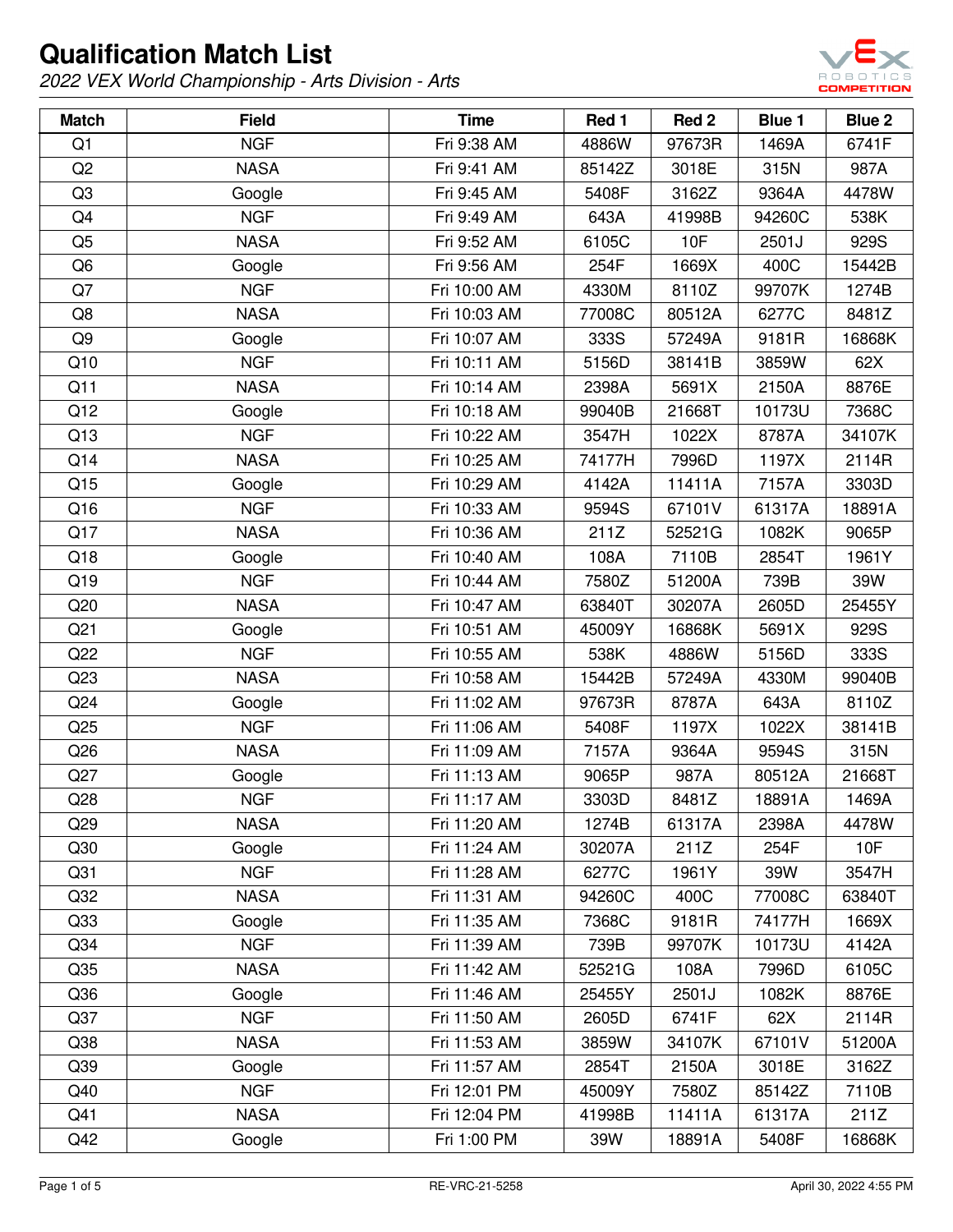# Qualification Match List

*2022 VEX World Championship - Arts Division - Arts*

| Match | Field | Time | Red 1 | Red 2 | Blue 1 | Blue 2 |
|---|---|---|---|---|---|---|
| Q1 | NGF | Fri 9:38 AM | 4886W | 97673R | 1469A | 6741F |
| Q2 | NASA | Fri 9:41 AM | 85142Z | 3018E | 315N | 987A |
| Q3 | Google | Fri 9:45 AM | 5408F | 3162Z | 9364A | 4478W |
| Q4 | NGF | Fri 9:49 AM | 643A | 41998B | 94260C | 538K |
| Q5 | NASA | Fri 9:52 AM | 6105C | 10F | 2501J | 929S |
| Q6 | Google | Fri 9:56 AM | 254F | 1669X | 400C | 15442B |
| Q7 | NGF | Fri 10:00 AM | 4330M | 8110Z | 99707K | 1274B |
| Q8 | NASA | Fri 10:03 AM | 77008C | 80512A | 6277C | 8481Z |
| Q9 | Google | Fri 10:07 AM | 333S | 57249A | 9181R | 16868K |
| Q10 | NGF | Fri 10:11 AM | 5156D | 38141B | 3859W | 62X |
| Q11 | NASA | Fri 10:14 AM | 2398A | 5691X | 2150A | 8876E |
| Q12 | Google | Fri 10:18 AM | 99040B | 21668T | 10173U | 7368C |
| Q13 | NGF | Fri 10:22 AM | 3547H | 1022X | 8787A | 34107K |
| Q14 | NASA | Fri 10:25 AM | 74177H | 7996D | 1197X | 2114R |
| Q15 | Google | Fri 10:29 AM | 4142A | 11411A | 7157A | 3303D |
| Q16 | NGF | Fri 10:33 AM | 9594S | 67101V | 61317A | 18891A |
| Q17 | NASA | Fri 10:36 AM | 211Z | 52521G | 1082K | 9065P |
| Q18 | Google | Fri 10:40 AM | 108A | 7110B | 2854T | 1961Y |
| Q19 | NGF | Fri 10:44 AM | 7580Z | 51200A | 739B | 39W |
| Q20 | NASA | Fri 10:47 AM | 63840T | 30207A | 2605D | 25455Y |
| Q21 | Google | Fri 10:51 AM | 45009Y | 16868K | 5691X | 929S |
| Q22 | NGF | Fri 10:55 AM | 538K | 4886W | 5156D | 333S |
| Q23 | NASA | Fri 10:58 AM | 15442B | 57249A | 4330M | 99040B |
| Q24 | Google | Fri 11:02 AM | 97673R | 8787A | 643A | 8110Z |
| Q25 | NGF | Fri 11:06 AM | 5408F | 1197X | 1022X | 38141B |
| Q26 | NASA | Fri 11:09 AM | 7157A | 9364A | 9594S | 315N |
| Q27 | Google | Fri 11:13 AM | 9065P | 987A | 80512A | 21668T |
| Q28 | NGF | Fri 11:17 AM | 3303D | 8481Z | 18891A | 1469A |
| Q29 | NASA | Fri 11:20 AM | 1274B | 61317A | 2398A | 4478W |
| Q30 | Google | Fri 11:24 AM | 30207A | 211Z | 254F | 10F |
| Q31 | NGF | Fri 11:28 AM | 6277C | 1961Y | 39W | 3547H |
| Q32 | NASA | Fri 11:31 AM | 94260C | 400C | 77008C | 63840T |
| Q33 | Google | Fri 11:35 AM | 7368C | 9181R | 74177H | 1669X |
| Q34 | NGF | Fri 11:39 AM | 739B | 99707K | 10173U | 4142A |
| Q35 | NASA | Fri 11:42 AM | 52521G | 108A | 7996D | 6105C |
| Q36 | Google | Fri 11:46 AM | 25455Y | 2501J | 1082K | 8876E |
| Q37 | NGF | Fri 11:50 AM | 2605D | 6741F | 62X | 2114R |
| Q38 | NASA | Fri 11:53 AM | 3859W | 34107K | 67101V | 51200A |
| Q39 | Google | Fri 11:57 AM | 2854T | 2150A | 3018E | 3162Z |
| Q40 | NGF | Fri 12:01 PM | 45009Y | 7580Z | 85142Z | 7110B |
| Q41 | NASA | Fri 12:04 PM | 41998B | 11411A | 61317A | 211Z |
| Q42 | Google | Fri 1:00 PM | 39W | 18891A | 5408F | 16868K |

RE-VRC-21-5258

April 30, 2022 4:55 PM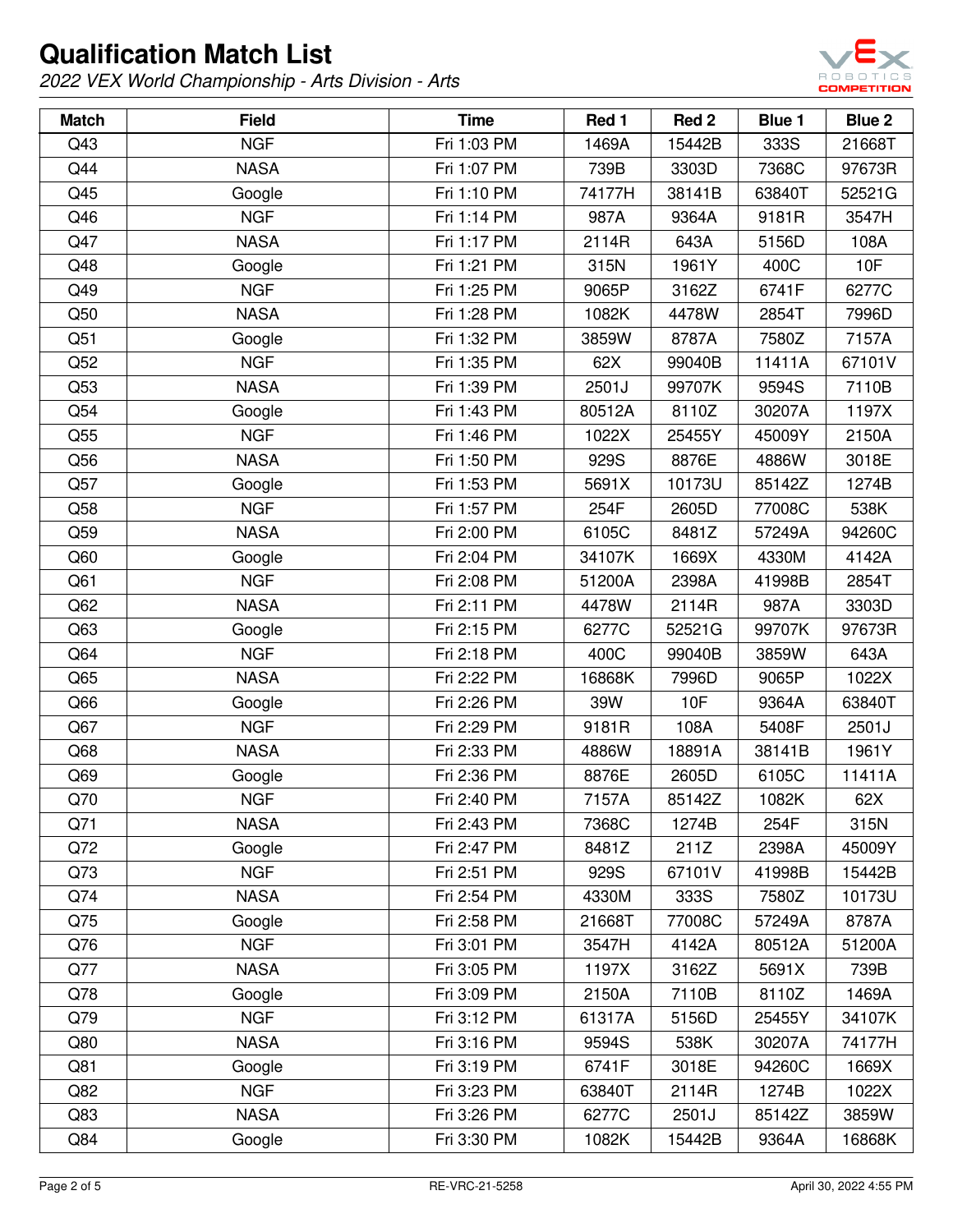# Qualification Match List

*2022 VEX World Championship - Arts Division - Arts*

| Match | Field | Time | Red 1 | Red 2 | Blue 1 | Blue 2 |
|---|---|---|---|---|---|---|
| Q43 | NGF | Fri 1:03 PM | 1469A | 15442B | 333S | 21668T |
| Q44 | NASA | Fri 1:07 PM | 739B | 3303D | 7368C | 97673R |
| Q45 | Google | Fri 1:10 PM | 74177H | 38141B | 63840T | 52521G |
| Q46 | NGF | Fri 1:14 PM | 987A | 9364A | 9181R | 3547H |
| Q47 | NASA | Fri 1:17 PM | 2114R | 643A | 5156D | 108A |
| Q48 | Google | Fri 1:21 PM | 315N | 1961Y | 400C | 10F |
| Q49 | NGF | Fri 1:25 PM | 9065P | 3162Z | 6741F | 6277C |
| Q50 | NASA | Fri 1:28 PM | 1082K | 4478W | 2854T | 7996D |
| Q51 | Google | Fri 1:32 PM | 3859W | 8787A | 7580Z | 7157A |
| Q52 | NGF | Fri 1:35 PM | 62X | 99040B | 11411A | 67101V |
| Q53 | NASA | Fri 1:39 PM | 2501J | 99707K | 9594S | 7110B |
| Q54 | Google | Fri 1:43 PM | 80512A | 8110Z | 30207A | 1197X |
| Q55 | NGF | Fri 1:46 PM | 1022X | 25455Y | 45009Y | 2150A |
| Q56 | NASA | Fri 1:50 PM | 929S | 8876E | 4886W | 3018E |
| Q57 | Google | Fri 1:53 PM | 5691X | 10173U | 85142Z | 1274B |
| Q58 | NGF | Fri 1:57 PM | 254F | 2605D | 77008C | 538K |
| Q59 | NASA | Fri 2:00 PM | 6105C | 8481Z | 57249A | 94260C |
| Q60 | Google | Fri 2:04 PM | 34107K | 1669X | 4330M | 4142A |
| Q61 | NGF | Fri 2:08 PM | 51200A | 2398A | 41998B | 2854T |
| Q62 | NASA | Fri 2:11 PM | 4478W | 2114R | 987A | 3303D |
| Q63 | Google | Fri 2:15 PM | 6277C | 52521G | 99707K | 97673R |
| Q64 | NGF | Fri 2:18 PM | 400C | 99040B | 3859W | 643A |
| Q65 | NASA | Fri 2:22 PM | 16868K | 7996D | 9065P | 1022X |
| Q66 | Google | Fri 2:26 PM | 39W | 10F | 9364A | 63840T |
| Q67 | NGF | Fri 2:29 PM | 9181R | 108A | 5408F | 2501J |
| Q68 | NASA | Fri 2:33 PM | 4886W | 18891A | 38141B | 1961Y |
| Q69 | Google | Fri 2:36 PM | 8876E | 2605D | 6105C | 11411A |
| Q70 | NGF | Fri 2:40 PM | 7157A | 85142Z | 1082K | 62X |
| Q71 | NASA | Fri 2:43 PM | 7368C | 1274B | 254F | 315N |
| Q72 | Google | Fri 2:47 PM | 8481Z | 211Z | 2398A | 45009Y |
| Q73 | NGF | Fri 2:51 PM | 929S | 67101V | 41998B | 15442B |
| Q74 | NASA | Fri 2:54 PM | 4330M | 333S | 7580Z | 10173U |
| Q75 | Google | Fri 2:58 PM | 21668T | 77008C | 57249A | 8787A |
| Q76 | NGF | Fri 3:01 PM | 3547H | 4142A | 80512A | 51200A |
| Q77 | NASA | Fri 3:05 PM | 1197X | 3162Z | 5691X | 739B |
| Q78 | Google | Fri 3:09 PM | 2150A | 7110B | 8110Z | 1469A |
| Q79 | NGF | Fri 3:12 PM | 61317A | 5156D | 25455Y | 34107K |
| Q80 | NASA | Fri 3:16 PM | 9594S | 538K | 30207A | 74177H |
| Q81 | Google | Fri 3:19 PM | 6741F | 3018E | 94260C | 1669X |
| Q82 | NGF | Fri 3:23 PM | 63840T | 2114R | 1274B | 1022X |
| Q83 | NASA | Fri 3:26 PM | 6277C | 2501J | 85142Z | 3859W |
| Q84 | Google | Fri 3:30 PM | 1082K | 15442B | 9364A | 16868K |

RE-VRC-21-5258

April 30, 2022 4:55 PM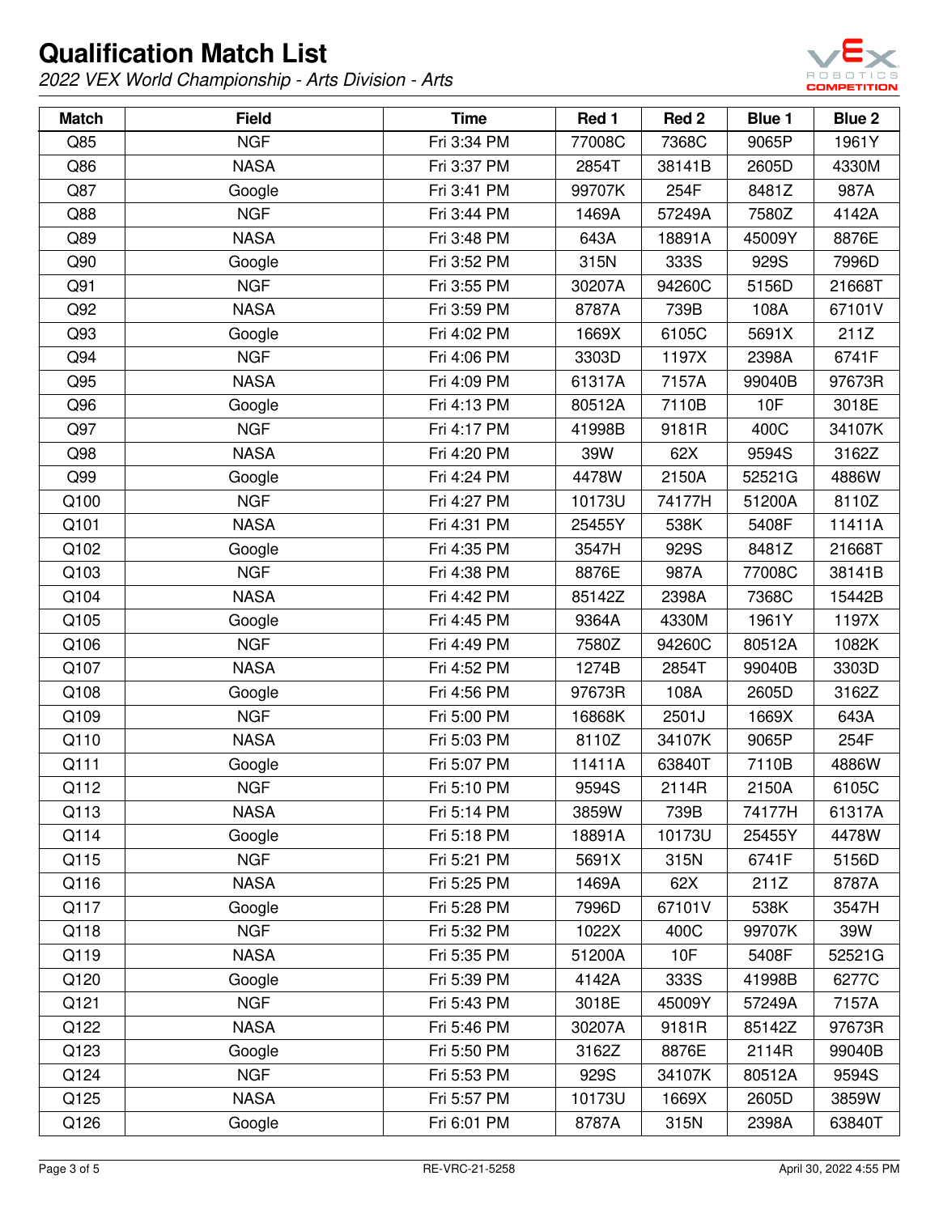# Qualification Match List

*2022 VEX World Championship - Arts Division - Arts*

| Match | Field | Time | Red 1 | Red 2 | Blue 1 | Blue 2 |
|---|---|---|---|---|---|---|
| Q85 | NGF | Fri 3:34 PM | 77008C | 7368C | 9065P | 1961Y |
| Q86 | NASA | Fri 3:37 PM | 2854T | 38141B | 2605D | 4330M |
| Q87 | Google | Fri 3:41 PM | 99707K | 254F | 8481Z | 987A |
| Q88 | NGF | Fri 3:44 PM | 1469A | 57249A | 7580Z | 4142A |
| Q89 | NASA | Fri 3:48 PM | 643A | 18891A | 45009Y | 8876E |
| Q90 | Google | Fri 3:52 PM | 315N | 333S | 929S | 7996D |
| Q91 | NGF | Fri 3:55 PM | 30207A | 94260C | 5156D | 21668T |
| Q92 | NASA | Fri 3:59 PM | 8787A | 739B | 108A | 67101V |
| Q93 | Google | Fri 4:02 PM | 1669X | 6105C | 5691X | 211Z |
| Q94 | NGF | Fri 4:06 PM | 3303D | 1197X | 2398A | 6741F |
| Q95 | NASA | Fri 4:09 PM | 61317A | 7157A | 99040B | 97673R |
| Q96 | Google | Fri 4:13 PM | 80512A | 7110B | 10F | 3018E |
| Q97 | NGF | Fri 4:17 PM | 41998B | 9181R | 400C | 34107K |
| Q98 | NASA | Fri 4:20 PM | 39W | 62X | 9594S | 3162Z |
| Q99 | Google | Fri 4:24 PM | 4478W | 2150A | 52521G | 4886W |
| Q100 | NGF | Fri 4:27 PM | 10173U | 74177H | 51200A | 8110Z |
| Q101 | NASA | Fri 4:31 PM | 25455Y | 538K | 5408F | 11411A |
| Q102 | Google | Fri 4:35 PM | 3547H | 929S | 8481Z | 21668T |
| Q103 | NGF | Fri 4:38 PM | 8876E | 987A | 77008C | 38141B |
| Q104 | NASA | Fri 4:42 PM | 85142Z | 2398A | 7368C | 15442B |
| Q105 | Google | Fri 4:45 PM | 9364A | 4330M | 1961Y | 1197X |
| Q106 | NGF | Fri 4:49 PM | 7580Z | 94260C | 80512A | 1082K |
| Q107 | NASA | Fri 4:52 PM | 1274B | 2854T | 99040B | 3303D |
| Q108 | Google | Fri 4:56 PM | 97673R | 108A | 2605D | 3162Z |
| Q109 | NGF | Fri 5:00 PM | 16868K | 2501J | 1669X | 643A |
| Q110 | NASA | Fri 5:03 PM | 8110Z | 34107K | 9065P | 254F |
| Q111 | Google | Fri 5:07 PM | 11411A | 63840T | 7110B | 4886W |
| Q112 | NGF | Fri 5:10 PM | 9594S | 2114R | 2150A | 6105C |
| Q113 | NASA | Fri 5:14 PM | 3859W | 739B | 74177H | 61317A |
| Q114 | Google | Fri 5:18 PM | 18891A | 10173U | 25455Y | 4478W |
| Q115 | NGF | Fri 5:21 PM | 5691X | 315N | 6741F | 5156D |
| Q116 | NASA | Fri 5:25 PM | 1469A | 62X | 211Z | 8787A |
| Q117 | Google | Fri 5:28 PM | 7996D | 67101V | 538K | 3547H |
| Q118 | NGF | Fri 5:32 PM | 1022X | 400C | 99707K | 39W |
| Q119 | NASA | Fri 5:35 PM | 51200A | 10F | 5408F | 52521G |
| Q120 | Google | Fri 5:39 PM | 4142A | 333S | 41998B | 6277C |
| Q121 | NGF | Fri 5:43 PM | 3018E | 45009Y | 57249A | 7157A |
| Q122 | NASA | Fri 5:46 PM | 30207A | 9181R | 85142Z | 97673R |
| Q123 | Google | Fri 5:50 PM | 3162Z | 8876E | 2114R | 99040B |
| Q124 | NGF | Fri 5:53 PM | 929S | 34107K | 80512A | 9594S |
| Q125 | NASA | Fri 5:57 PM | 10173U | 1669X | 2605D | 3859W |
| Q126 | Google | Fri 6:01 PM | 8787A | 315N | 2398A | 63840T |

RE-VRC-21-5258

April 30, 2022 4:55 PM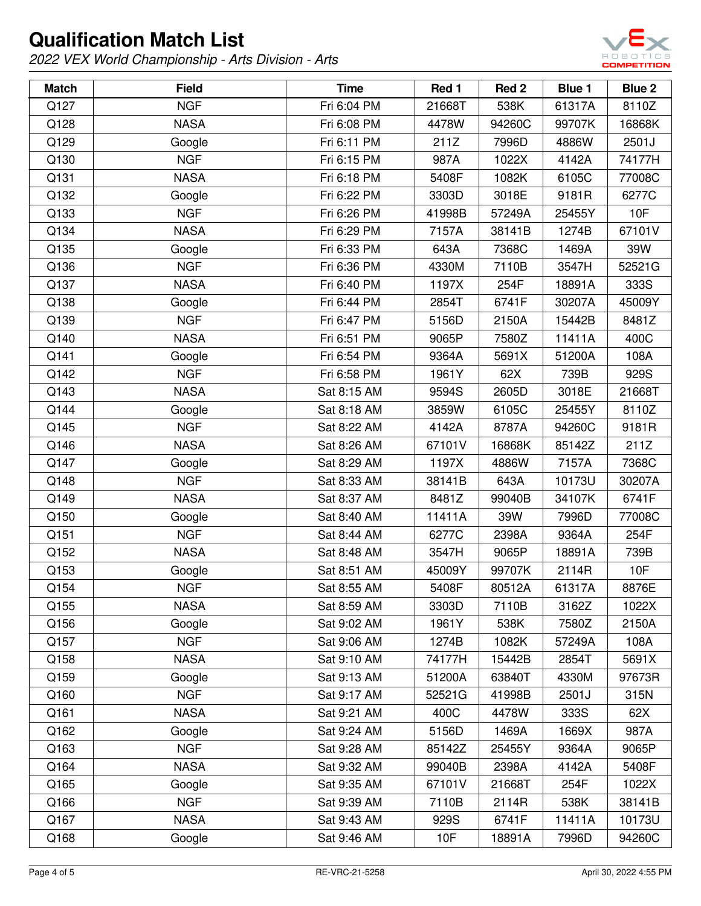# Qualification Match List

*2022 VEX World Championship - Arts Division - Arts*

| Match | Field | Time | Red 1 | Red 2 | Blue 1 | Blue 2 |
|---|---|---|---|---|---|---|
| Q127 | NGF | Fri 6:04 PM | 21668T | 538K | 61317A | 8110Z |
| Q128 | NASA | Fri 6:08 PM | 4478W | 94260C | 99707K | 16868K |
| Q129 | Google | Fri 6:11 PM | 211Z | 7996D | 4886W | 2501J |
| Q130 | NGF | Fri 6:15 PM | 987A | 1022X | 4142A | 74177H |
| Q131 | NASA | Fri 6:18 PM | 5408F | 1082K | 6105C | 77008C |
| Q132 | Google | Fri 6:22 PM | 3303D | 3018E | 9181R | 6277C |
| Q133 | NGF | Fri 6:26 PM | 41998B | 57249A | 25455Y | 10F |
| Q134 | NASA | Fri 6:29 PM | 7157A | 38141B | 1274B | 67101V |
| Q135 | Google | Fri 6:33 PM | 643A | 7368C | 1469A | 39W |
| Q136 | NGF | Fri 6:36 PM | 4330M | 7110B | 3547H | 52521G |
| Q137 | NASA | Fri 6:40 PM | 1197X | 254F | 18891A | 333S |
| Q138 | Google | Fri 6:44 PM | 2854T | 6741F | 30207A | 45009Y |
| Q139 | NGF | Fri 6:47 PM | 5156D | 2150A | 15442B | 8481Z |
| Q140 | NASA | Fri 6:51 PM | 9065P | 7580Z | 11411A | 400C |
| Q141 | Google | Fri 6:54 PM | 9364A | 5691X | 51200A | 108A |
| Q142 | NGF | Fri 6:58 PM | 1961Y | 62X | 739B | 929S |
| Q143 | NASA | Sat 8:15 AM | 9594S | 2605D | 3018E | 21668T |
| Q144 | Google | Sat 8:18 AM | 3859W | 6105C | 25455Y | 8110Z |
| Q145 | NGF | Sat 8:22 AM | 4142A | 8787A | 94260C | 9181R |
| Q146 | NASA | Sat 8:26 AM | 67101V | 16868K | 85142Z | 211Z |
| Q147 | Google | Sat 8:29 AM | 1197X | 4886W | 7157A | 7368C |
| Q148 | NGF | Sat 8:33 AM | 38141B | 643A | 10173U | 30207A |
| Q149 | NASA | Sat 8:37 AM | 8481Z | 99040B | 34107K | 6741F |
| Q150 | Google | Sat 8:40 AM | 11411A | 39W | 7996D | 77008C |
| Q151 | NGF | Sat 8:44 AM | 6277C | 2398A | 9364A | 254F |
| Q152 | NASA | Sat 8:48 AM | 3547H | 9065P | 18891A | 739B |
| Q153 | Google | Sat 8:51 AM | 45009Y | 99707K | 2114R | 10F |
| Q154 | NGF | Sat 8:55 AM | 5408F | 80512A | 61317A | 8876E |
| Q155 | NASA | Sat 8:59 AM | 3303D | 7110B | 3162Z | 1022X |
| Q156 | Google | Sat 9:02 AM | 1961Y | 538K | 7580Z | 2150A |
| Q157 | NGF | Sat 9:06 AM | 1274B | 1082K | 57249A | 108A |
| Q158 | NASA | Sat 9:10 AM | 74177H | 15442B | 2854T | 5691X |
| Q159 | Google | Sat 9:13 AM | 51200A | 63840T | 4330M | 97673R |
| Q160 | NGF | Sat 9:17 AM | 52521G | 41998B | 2501J | 315N |
| Q161 | NASA | Sat 9:21 AM | 400C | 4478W | 333S | 62X |
| Q162 | Google | Sat 9:24 AM | 5156D | 1469A | 1669X | 987A |
| Q163 | NGF | Sat 9:28 AM | 85142Z | 25455Y | 9364A | 9065P |
| Q164 | NASA | Sat 9:32 AM | 99040B | 2398A | 4142A | 5408F |
| Q165 | Google | Sat 9:35 AM | 67101V | 21668T | 254F | 1022X |
| Q166 | NGF | Sat 9:39 AM | 7110B | 2114R | 538K | 38141B |
| Q167 | NASA | Sat 9:43 AM | 929S | 6741F | 11411A | 10173U |
| Q168 | Google | Sat 9:46 AM | 10F | 18891A | 7996D | 94260C |

RE-VRC-21-5258

April 30, 2022 4:55 PM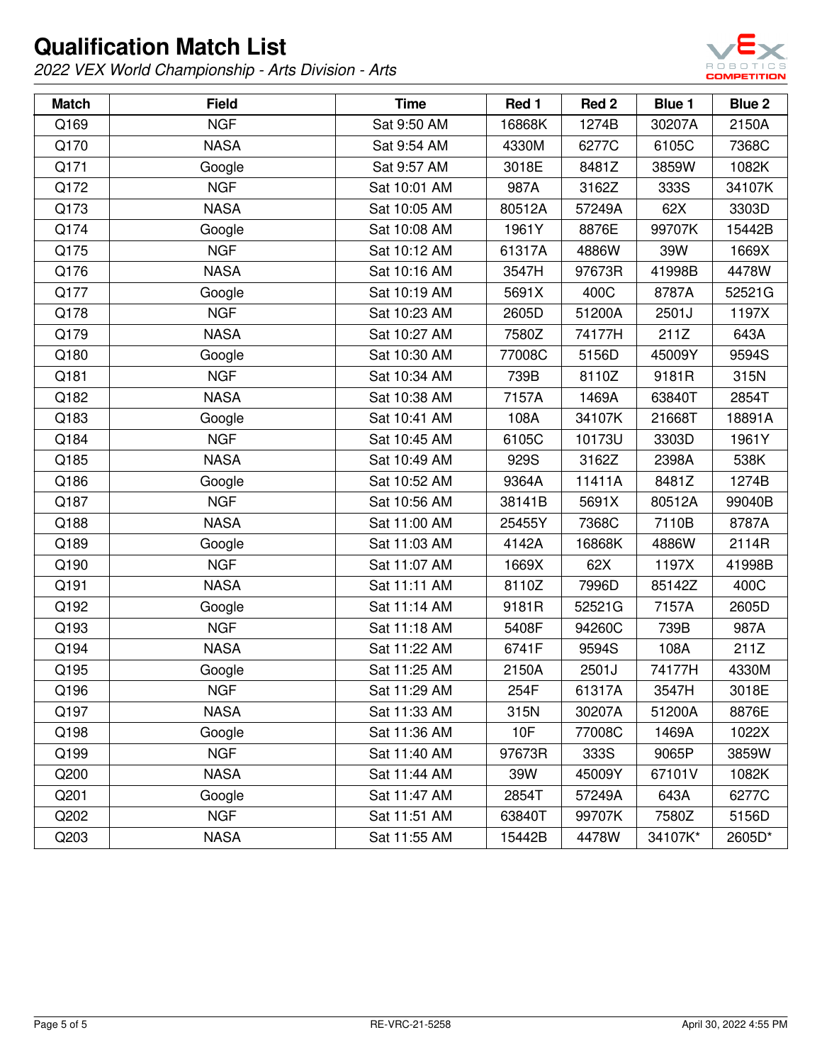# Qualification Match List

*2022 VEX World Championship - Arts Division - Arts*

| Match | Field | Time | Red 1 | Red 2 | Blue 1 | Blue 2 |
|---|---|---|---|---|---|---|
| Q169 | NGF | Sat 9:50 AM | 16868K | 1274B | 30207A | 2150A |
| Q170 | NASA | Sat 9:54 AM | 4330M | 6277C | 6105C | 7368C |
| Q171 | Google | Sat 9:57 AM | 3018E | 8481Z | 3859W | 1082K |
| Q172 | NGF | Sat 10:01 AM | 987A | 3162Z | 333S | 34107K |
| Q173 | NASA | Sat 10:05 AM | 80512A | 57249A | 62X | 3303D |
| Q174 | Google | Sat 10:08 AM | 1961Y | 8876E | 99707K | 15442B |
| Q175 | NGF | Sat 10:12 AM | 61317A | 4886W | 39W | 1669X |
| Q176 | NASA | Sat 10:16 AM | 3547H | 97673R | 41998B | 4478W |
| Q177 | Google | Sat 10:19 AM | 5691X | 400C | 8787A | 52521G |
| Q178 | NGF | Sat 10:23 AM | 2605D | 51200A | 2501J | 1197X |
| Q179 | NASA | Sat 10:27 AM | 7580Z | 74177H | 211Z | 643A |
| Q180 | Google | Sat 10:30 AM | 77008C | 5156D | 45009Y | 9594S |
| Q181 | NGF | Sat 10:34 AM | 739B | 8110Z | 9181R | 315N |
| Q182 | NASA | Sat 10:38 AM | 7157A | 1469A | 63840T | 2854T |
| Q183 | Google | Sat 10:41 AM | 108A | 34107K | 21668T | 18891A |
| Q184 | NGF | Sat 10:45 AM | 6105C | 10173U | 3303D | 1961Y |
| Q185 | NASA | Sat 10:49 AM | 929S | 3162Z | 2398A | 538K |
| Q186 | Google | Sat 10:52 AM | 9364A | 11411A | 8481Z | 1274B |
| Q187 | NGF | Sat 10:56 AM | 38141B | 5691X | 80512A | 99040B |
| Q188 | NASA | Sat 11:00 AM | 25455Y | 7368C | 7110B | 8787A |
| Q189 | Google | Sat 11:03 AM | 4142A | 16868K | 4886W | 2114R |
| Q190 | NGF | Sat 11:07 AM | 1669X | 62X | 1197X | 41998B |
| Q191 | NASA | Sat 11:11 AM | 8110Z | 7996D | 85142Z | 400C |
| Q192 | Google | Sat 11:14 AM | 9181R | 52521G | 7157A | 2605D |
| Q193 | NGF | Sat 11:18 AM | 5408F | 94260C | 739B | 987A |
| Q194 | NASA | Sat 11:22 AM | 6741F | 9594S | 108A | 211Z |
| Q195 | Google | Sat 11:25 AM | 2150A | 2501J | 74177H | 4330M |
| Q196 | NGF | Sat 11:29 AM | 254F | 61317A | 3547H | 3018E |
| Q197 | NASA | Sat 11:33 AM | 315N | 30207A | 51200A | 8876E |
| Q198 | Google | Sat 11:36 AM | 10F | 77008C | 1469A | 1022X |
| Q199 | NGF | Sat 11:40 AM | 97673R | 333S | 9065P | 3859W |
| Q200 | NASA | Sat 11:44 AM | 39W | 45009Y | 67101V | 1082K |
| Q201 | Google | Sat 11:47 AM | 2854T | 57249A | 643A | 6277C |
| Q202 | NGF | Sat 11:51 AM | 63840T | 99707K | 7580Z | 5156D |
| Q203 | NASA | Sat 11:55 AM | 15442B | 4478W | 34107K* | 2605D* |

RE-VRC-21-5258

April 30, 2022 4:55 PM